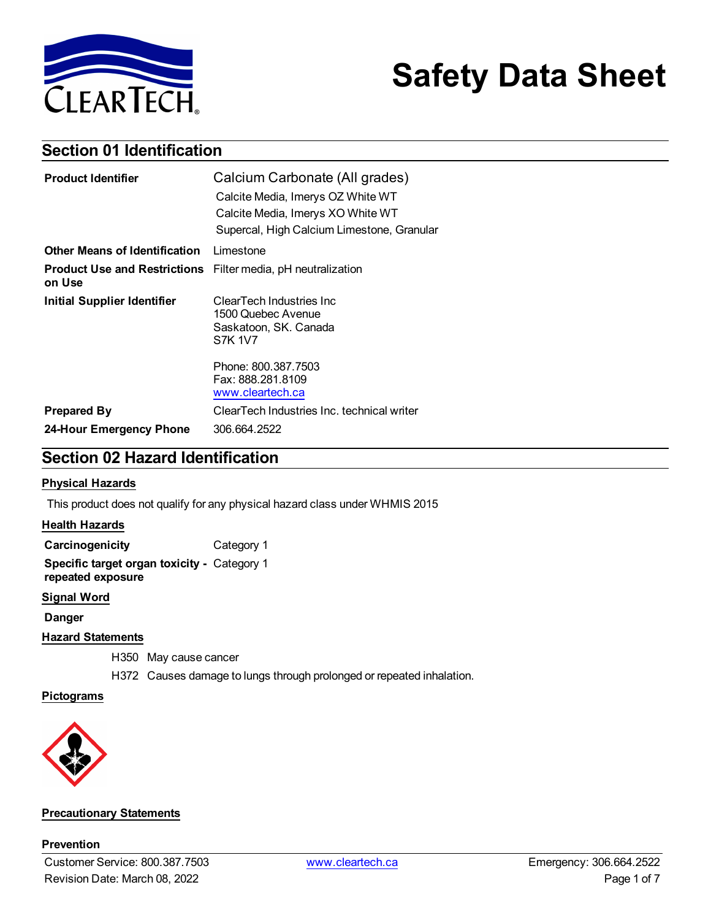# Safety Data Sheet

## Section 01 Identification

| | |
|---|---|
| **Product Identifier** | Calcium Carbonate (All grades)<br>Calcite Media, Imerys OZ White WT<br>Calcite Media, Imerys XO White WT<br>Supercal, High Calcium Limestone, Granular |
| **Other Means of Identification** | Limestone |
| **Product Use and Restrictions on Use** | Filter media, pH neutralization |
| **Initial Supplier Identifier** | ClearTech Industries Inc<br>1500 Quebec Avenue<br>Saskatoon, SK. Canada<br>S7K 1V7<br><br>Phone: 800.387.7503<br>Fax: 888.281.8109<br>www.cleartech.ca |
| **Prepared By** | ClearTech Industries Inc. technical writer |
| **24-Hour Emergency Phone** | 306.664.2522 |

## Section 02 Hazard Identification

### Physical Hazards

This product does not qualify for any physical hazard class under WHMIS 2015

### Health Hazards

| | |
|---|---|
| **Carcinogenicity** | Category 1 |
| **Specific target organ toxicity - repeated exposure** | Category 1 |

### Signal Word

**Danger**

### Hazard Statements

H350 May cause cancer

H372 Causes damage to lungs through prolonged or repeated inhalation.

### Pictograms

### Precautionary Statements

**Prevention**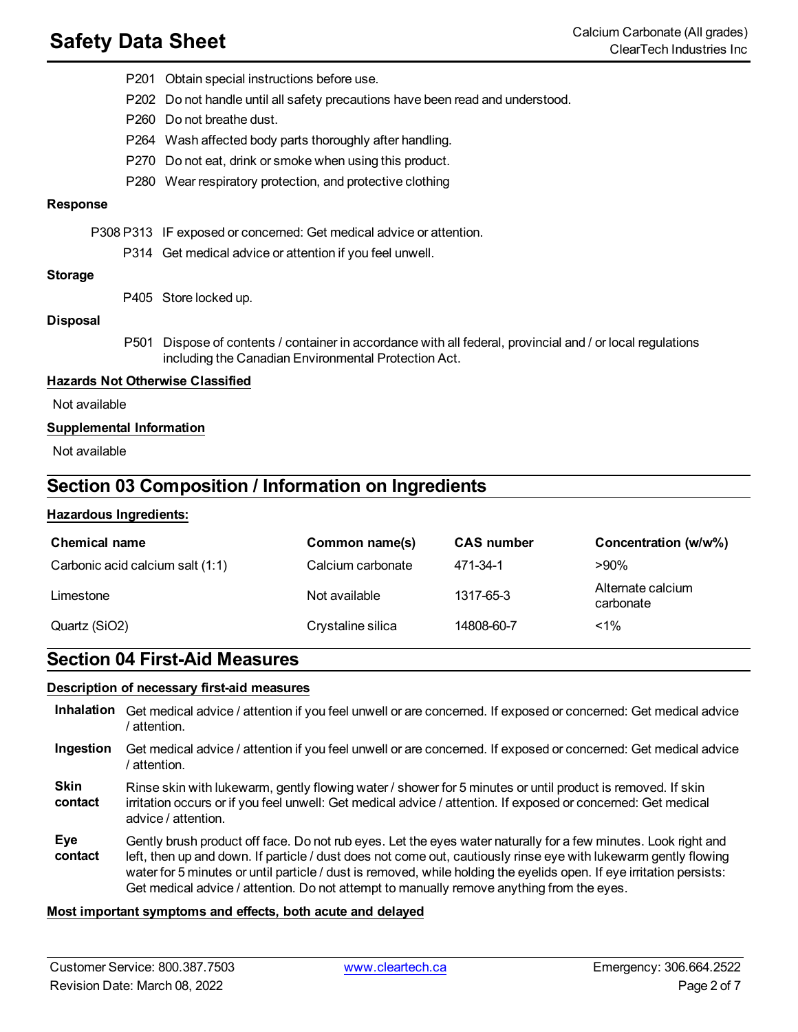P201 Obtain special instructions before use.

P202 Do not handle until all safety precautions have been read and understood.

P260 Do not breathe dust.

P264 Wash affected body parts thoroughly after handling.

P270 Do not eat, drink or smoke when using this product.

P280 Wear respiratory protection, and protective clothing

**Response**

P308 P313 IF exposed or concerned: Get medical advice or attention.

P314 Get medical advice or attention if you feel unwell.

**Storage**

P405 Store locked up.

**Disposal**

P501 Dispose of contents / container in accordance with all federal, provincial and / or local regulations including the Canadian Environmental Protection Act.

**Hazards Not Otherwise Classified**

Not available

**Supplemental Information**

Not available

## Section 03 Composition / Information on Ingredients

**Hazardous Ingredients:**

| Chemical name | Common name(s) | CAS number | Concentration (w/w%) |
|---|---|---|---|
| Carbonic acid calcium salt (1:1) | Calcium carbonate | 471-34-1 | >90% |
| Limestone | Not available | 1317-65-3 | Alternate calcium carbonate |
| Quartz (SiO2) | Crystaline silica | 14808-60-7 | <1% |

## Section 04 First-Aid Measures

**Description of necessary first-aid measures**

**Inhalation** Get medical advice / attention if you feel unwell or are concerned. If exposed or concerned: Get medical advice / attention.

**Ingestion** Get medical advice / attention if you feel unwell or are concerned. If exposed or concerned: Get medical advice / attention.

**Skin contact** Rinse skin with lukewarm, gently flowing water / shower for 5 minutes or until product is removed. If skin irritation occurs or if you feel unwell: Get medical advice / attention. If exposed or concerned: Get medical advice / attention.

**Eye contact** Gently brush product off face. Do not rub eyes. Let the eyes water naturally for a few minutes. Look right and left, then up and down. If particle / dust does not come out, cautiously rinse eye with lukewarm gently flowing water for 5 minutes or until particle / dust is removed, while holding the eyelids open. If eye irritation persists: Get medical advice / attention. Do not attempt to manually remove anything from the eyes.

**Most important symptoms and effects, both acute and delayed**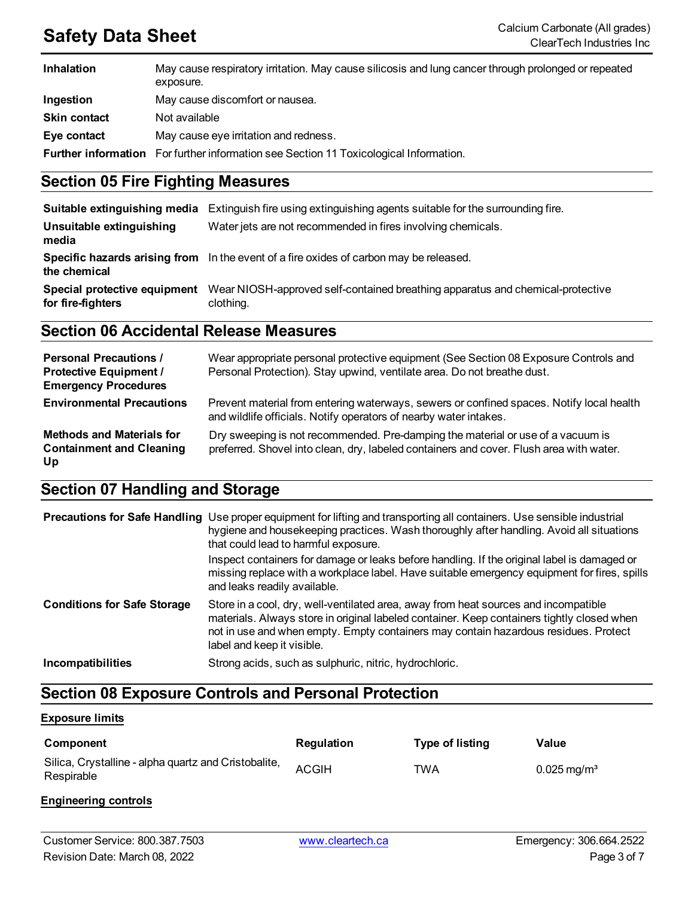| | |
|---|---|
| **Inhalation** | May cause respiratory irritation. May cause silicosis and lung cancer through prolonged or repeated exposure. |
| **Ingestion** | May cause discomfort or nausea. |
| **Skin contact** | Not available |
| **Eye contact** | May cause eye irritation and redness. |
| **Further information** | For further information see Section 11 Toxicological Information. |

## Section 05 Fire Fighting Measures

| | |
|---|---|
| **Suitable extinguishing media** | Extinguish fire using extinguishing agents suitable for the surrounding fire. |
| **Unsuitable extinguishing media** | Water jets are not recommended in fires involving chemicals. |
| **Specific hazards arising from the chemical** | In the event of a fire oxides of carbon may be released. |
| **Special protective equipment for fire-fighters** | Wear NIOSH-approved self-contained breathing apparatus and chemical-protective clothing. |

## Section 06 Accidental Release Measures

| | |
|---|---|
| **Personal Precautions / Protective Equipment / Emergency Procedures** | Wear appropriate personal protective equipment (See Section 08 Exposure Controls and Personal Protection). Stay upwind, ventilate area. Do not breathe dust. |
| **Environmental Precautions** | Prevent material from entering waterways, sewers or confined spaces. Notify local health and wildlife officials. Notify operators of nearby water intakes. |
| **Methods and Materials for Containment and Cleaning Up** | Dry sweeping is not recommended. Pre-damping the material or use of a vacuum is preferred. Shovel into clean, dry, labeled containers and cover. Flush area with water. |

## Section 07 Handling and Storage

| | |
|---|---|
| **Precautions for Safe Handling** | Use proper equipment for lifting and transporting all containers. Use sensible industrial hygiene and housekeeping practices. Wash thoroughly after handling. Avoid all situations that could lead to harmful exposure.<br>Inspect containers for damage or leaks before handling. If the original label is damaged or missing replace with a workplace label. Have suitable emergency equipment for fires, spills and leaks readily available. |
| **Conditions for Safe Storage** | Store in a cool, dry, well-ventilated area, away from heat sources and incompatible materials. Always store in original labeled container. Keep containers tightly closed when not in use and when empty. Empty containers may contain hazardous residues. Protect label and keep it visible. |
| **Incompatibilities** | Strong acids, such as sulphuric, nitric, hydrochloric. |

## Section 08 Exposure Controls and Personal Protection

**Exposure limits**

| Component | Regulation | Type of listing | Value |
|---|---|---|---|
| Silica, Crystalline - alpha quartz and Cristobalite, Respirable | ACGIH | TWA | 0.025 mg/m³ |

**Engineering controls**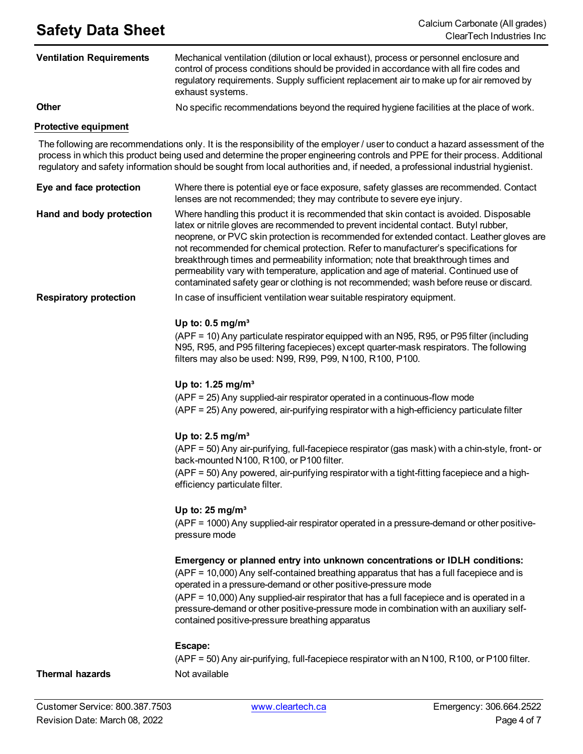**Ventilation Requirements** Mechanical ventilation (dilution or local exhaust), process or personnel enclosure and control of process conditions should be provided in accordance with all fire codes and regulatory requirements. Supply sufficient replacement air to make up for air removed by exhaust systems.

**Other** No specific recommendations beyond the required hygiene facilities at the place of work.

## Protective equipment

The following are recommendations only. It is the responsibility of the employer / user to conduct a hazard assessment of the process in which this product being used and determine the proper engineering controls and PPE for their process. Additional regulatory and safety information should be sought from local authorities and, if needed, a professional industrial hygienist.

**Eye and face protection** Where there is potential eye or face exposure, safety glasses are recommended. Contact lenses are not recommended; they may contribute to severe eye injury.

**Hand and body protection** Where handling this product it is recommended that skin contact is avoided. Disposable latex or nitrile gloves are recommended to prevent incidental contact. Butyl rubber, neoprene, or PVC skin protection is recommended for extended contact. Leather gloves are not recommended for chemical protection. Refer to manufacturer's specifications for breakthrough times and permeability information; note that breakthrough times and permeability vary with temperature, application and age of material. Continued use of contaminated safety gear or clothing is not recommended; wash before reuse or discard.

**Respiratory protection** In case of insufficient ventilation wear suitable respiratory equipment.

**Up to: 0.5 mg/m³**
(APF = 10) Any particulate respirator equipped with an N95, R95, or P95 filter (including N95, R95, and P95 filtering facepieces) except quarter-mask respirators. The following filters may also be used: N99, R99, P99, N100, R100, P100.

**Up to: 1.25 mg/m³**
(APF = 25) Any supplied-air respirator operated in a continuous-flow mode
(APF = 25) Any powered, air-purifying respirator with a high-efficiency particulate filter

**Up to: 2.5 mg/m³**
(APF = 50) Any air-purifying, full-facepiece respirator (gas mask) with a chin-style, front- or back-mounted N100, R100, or P100 filter.
(APF = 50) Any powered, air-purifying respirator with a tight-fitting facepiece and a high-efficiency particulate filter.

**Up to: 25 mg/m³**
(APF = 1000) Any supplied-air respirator operated in a pressure-demand or other positive-pressure mode

**Emergency or planned entry into unknown concentrations or IDLH conditions:**
(APF = 10,000) Any self-contained breathing apparatus that has a full facepiece and is operated in a pressure-demand or other positive-pressure mode
(APF = 10,000) Any supplied-air respirator that has a full facepiece and is operated in a pressure-demand or other positive-pressure mode in combination with an auxiliary self-contained positive-pressure breathing apparatus

**Escape:**
(APF = 50) Any air-purifying, full-facepiece respirator with an N100, R100, or P100 filter.

**Thermal hazards** Not available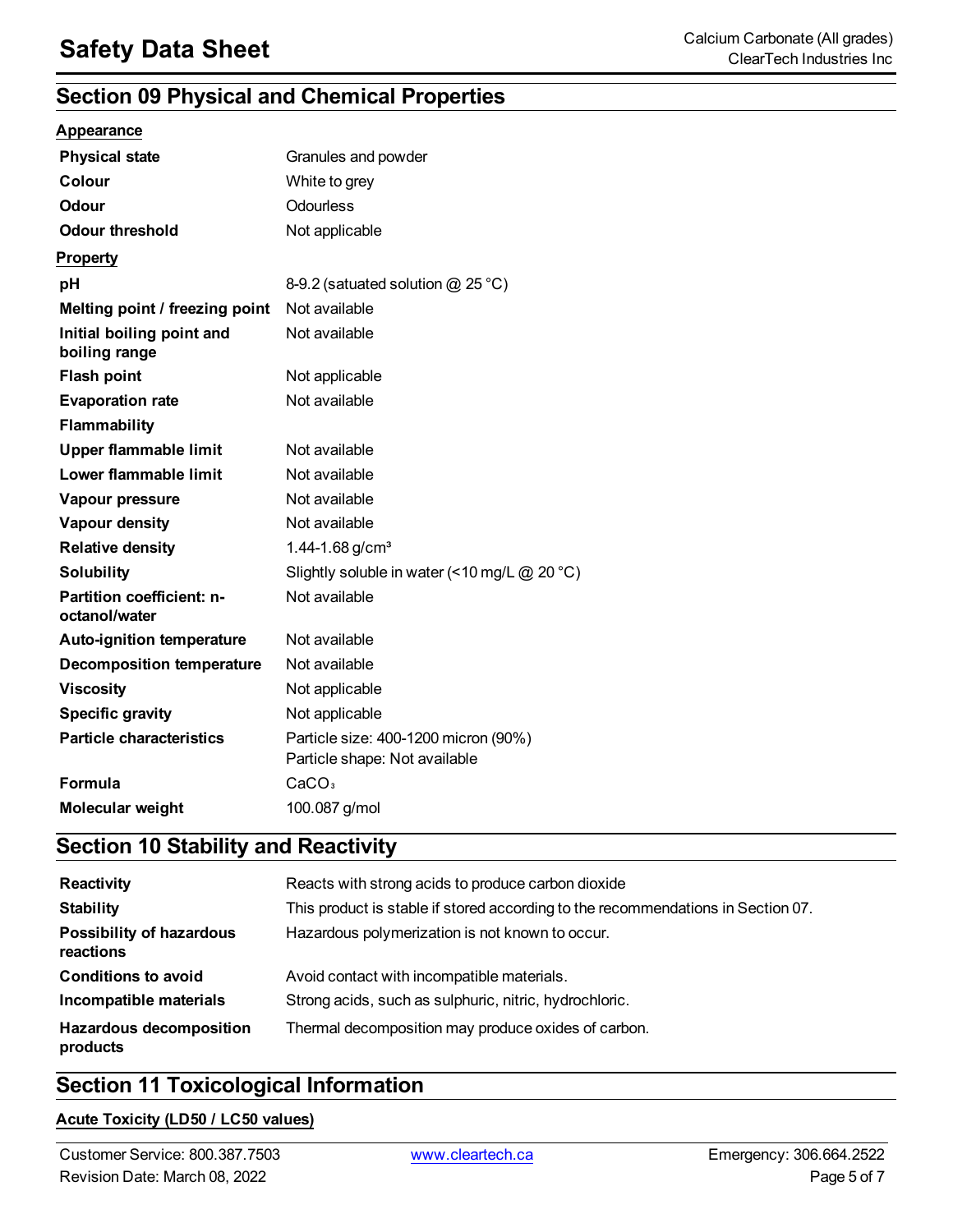## Section 09 Physical and Chemical Properties

**Appearance**

| | |
|---|---|
| **Physical state** | Granules and powder |
| **Colour** | White to grey |
| **Odour** | Odourless |
| **Odour threshold** | Not applicable |

**Property**

| | |
|---|---|
| **pH** | 8-9.2 (satuated solution @ 25 °C) |
| **Melting point / freezing point** | Not available |
| **Initial boiling point and boiling range** | Not available |
| **Flash point** | Not applicable |
| **Evaporation rate** | Not available |
| **Flammability** | |
| **Upper flammable limit** | Not available |
| **Lower flammable limit** | Not available |
| **Vapour pressure** | Not available |
| **Vapour density** | Not available |
| **Relative density** | 1.44-1.68 g/cm³ |
| **Solubility** | Slightly soluble in water (<10 mg/L @ 20 °C) |
| **Partition coefficient: n-octanol/water** | Not available |
| **Auto-ignition temperature** | Not available |
| **Decomposition temperature** | Not available |
| **Viscosity** | Not applicable |
| **Specific gravity** | Not applicable |
| **Particle characteristics** | Particle size: 400-1200 micron (90%)<br>Particle shape: Not available |
| **Formula** | $CaCO_3$ |
| **Molecular weight** | 100.087 g/mol |

## Section 10 Stability and Reactivity

| | |
|---|---|
| **Reactivity** | Reacts with strong acids to produce carbon dioxide |
| **Stability** | This product is stable if stored according to the recommendations in Section 07. |
| **Possibility of hazardous reactions** | Hazardous polymerization is not known to occur. |
| **Conditions to avoid** | Avoid contact with incompatible materials. |
| **Incompatible materials** | Strong acids, such as sulphuric, nitric, hydrochloric. |
| **Hazardous decomposition products** | Thermal decomposition may produce oxides of carbon. |

## Section 11 Toxicological Information

**Acute Toxicity (LD50 / LC50 values)**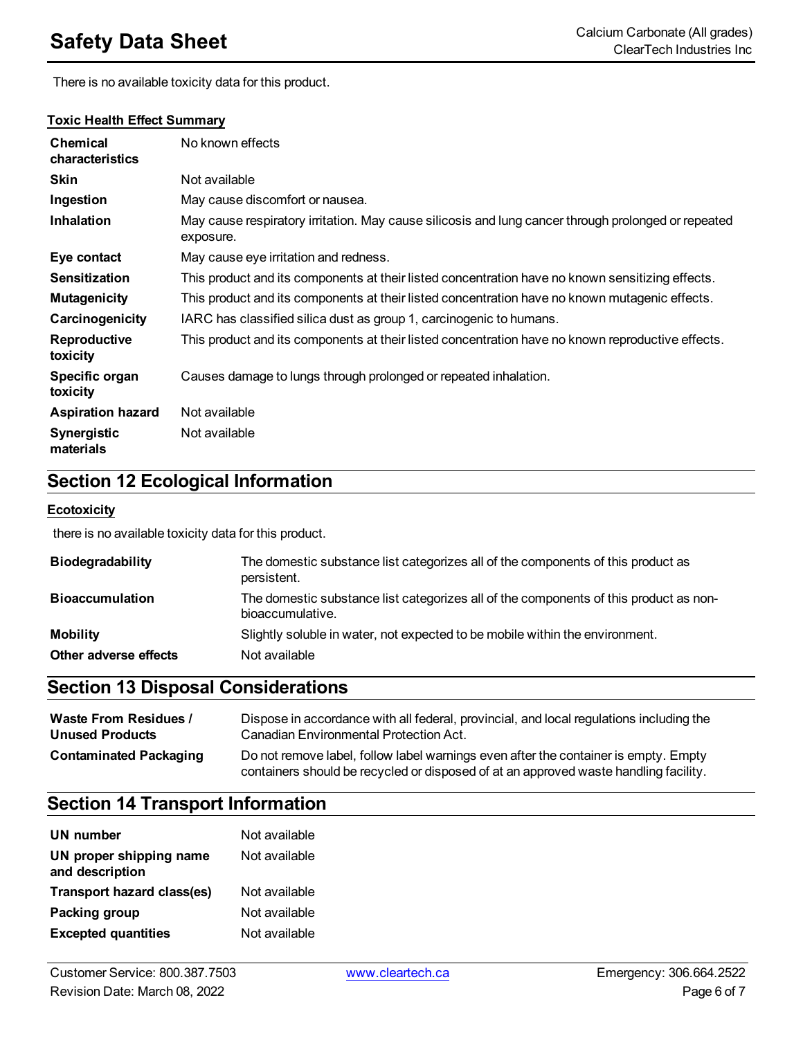There is no available toxicity data for this product.

**Toxic Health Effect Summary**

| | |
|---|---|
| **Chemical characteristics** | No known effects |
| **Skin** | Not available |
| **Ingestion** | May cause discomfort or nausea. |
| **Inhalation** | May cause respiratory irritation. May cause silicosis and lung cancer through prolonged or repeated exposure. |
| **Eye contact** | May cause eye irritation and redness. |
| **Sensitization** | This product and its components at their listed concentration have no known sensitizing effects. |
| **Mutagenicity** | This product and its components at their listed concentration have no known mutagenic effects. |
| **Carcinogenicity** | IARC has classified silica dust as group 1, carcinogenic to humans. |
| **Reproductive toxicity** | This product and its components at their listed concentration have no known reproductive effects. |
| **Specific organ toxicity** | Causes damage to lungs through prolonged or repeated inhalation. |
| **Aspiration hazard** | Not available |
| **Synergistic materials** | Not available |

## Section 12 Ecological Information

**Ecotoxicity**

there is no available toxicity data for this product.

| | |
|---|---|
| **Biodegradability** | The domestic substance list categorizes all of the components of this product as persistent. |
| **Bioaccumulation** | The domestic substance list categorizes all of the components of this product as non-bioaccumulative. |
| **Mobility** | Slightly soluble in water, not expected to be mobile within the environment. |
| **Other adverse effects** | Not available |

## Section 13 Disposal Considerations

| | |
|---|---|
| **Waste From Residues / Unused Products** | Dispose in accordance with all federal, provincial, and local regulations including the Canadian Environmental Protection Act. |
| **Contaminated Packaging** | Do not remove label, follow label warnings even after the container is empty. Empty containers should be recycled or disposed of at an approved waste handling facility. |

## Section 14 Transport Information

| | |
|---|---|
| **UN number** | Not available |
| **UN proper shipping name and description** | Not available |
| **Transport hazard class(es)** | Not available |
| **Packing group** | Not available |
| **Excepted quantities** | Not available |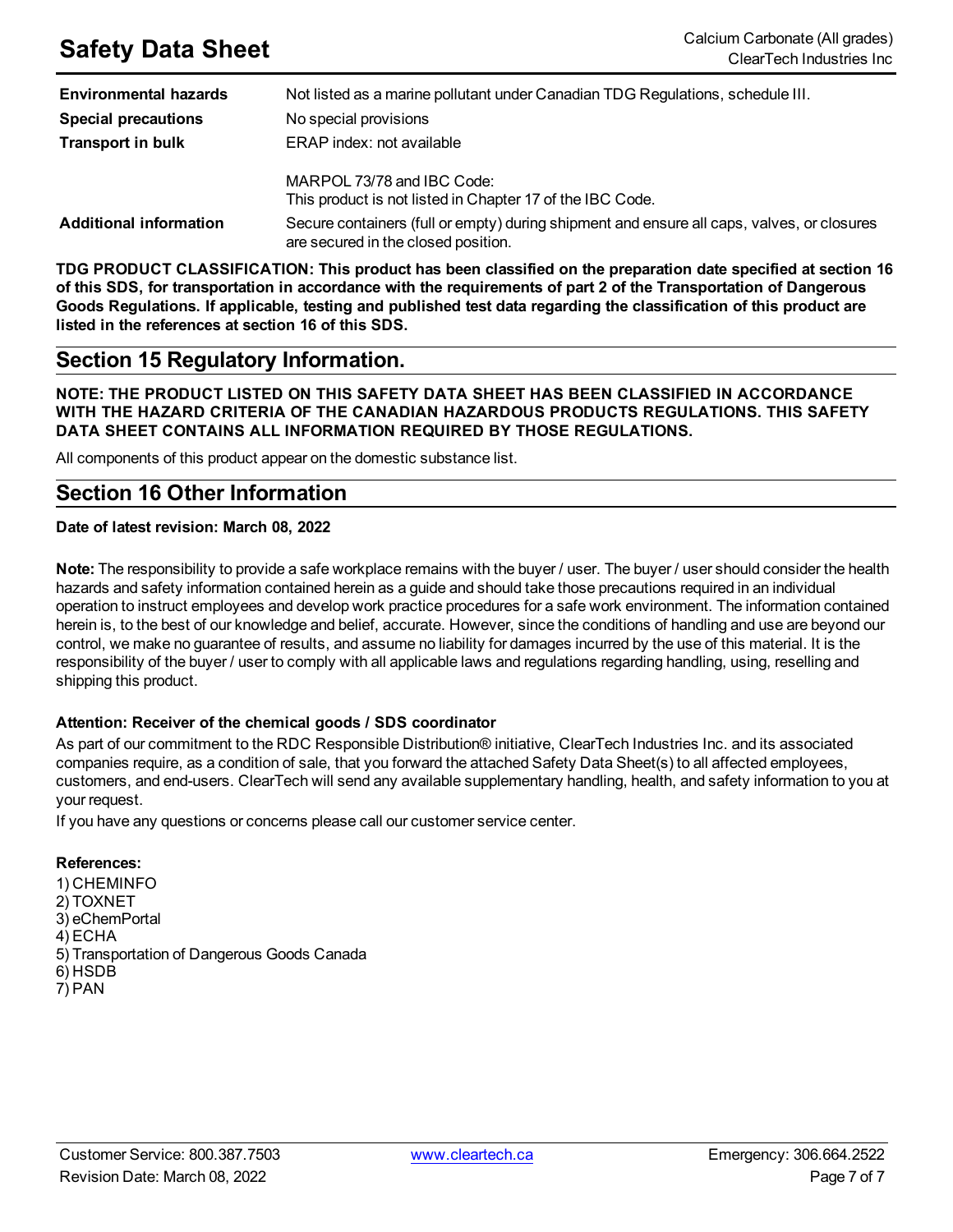| | |
|---|---|
| **Environmental hazards** | Not listed as a marine pollutant under Canadian TDG Regulations, schedule III. |
| **Special precautions** | No special provisions |
| **Transport in bulk** | ERAP index: not available<br><br>MARPOL 73/78 and IBC Code:<br>This product is not listed in Chapter 17 of the IBC Code. |
| **Additional information** | Secure containers (full or empty) during shipment and ensure all caps, valves, or closures are secured in the closed position. |

**TDG PRODUCT CLASSIFICATION: This product has been classified on the preparation date specified at section 16 of this SDS, for transportation in accordance with the requirements of part 2 of the Transportation of Dangerous Goods Regulations. If applicable, testing and published test data regarding the classification of this product are listed in the references at section 16 of this SDS.**

## Section 15 Regulatory Information.

**NOTE: THE PRODUCT LISTED ON THIS SAFETY DATA SHEET HAS BEEN CLASSIFIED IN ACCORDANCE WITH THE HAZARD CRITERIA OF THE CANADIAN HAZARDOUS PRODUCTS REGULATIONS. THIS SAFETY DATA SHEET CONTAINS ALL INFORMATION REQUIRED BY THOSE REGULATIONS.**

All components of this product appear on the domestic substance list.

## Section 16 Other Information

**Date of latest revision: March 08, 2022**

**Note:** The responsibility to provide a safe workplace remains with the buyer / user. The buyer / user should consider the health hazards and safety information contained herein as a guide and should take those precautions required in an individual operation to instruct employees and develop work practice procedures for a safe work environment. The information contained herein is, to the best of our knowledge and belief, accurate. However, since the conditions of handling and use are beyond our control, we make no guarantee of results, and assume no liability for damages incurred by the use of this material. It is the responsibility of the buyer / user to comply with all applicable laws and regulations regarding handling, using, reselling and shipping this product.

**Attention: Receiver of the chemical goods / SDS coordinator**

As part of our commitment to the RDC Responsible Distribution® initiative, ClearTech Industries Inc. and its associated companies require, as a condition of sale, that you forward the attached Safety Data Sheet(s) to all affected employees, customers, and end-users. ClearTech will send any available supplementary handling, health, and safety information to you at your request.

If you have any questions or concerns please call our customer service center.

**References:**

1) CHEMINFO
2) TOXNET
3) eChemPortal
4) ECHA
5) Transportation of Dangerous Goods Canada
6) HSDB
7) PAN